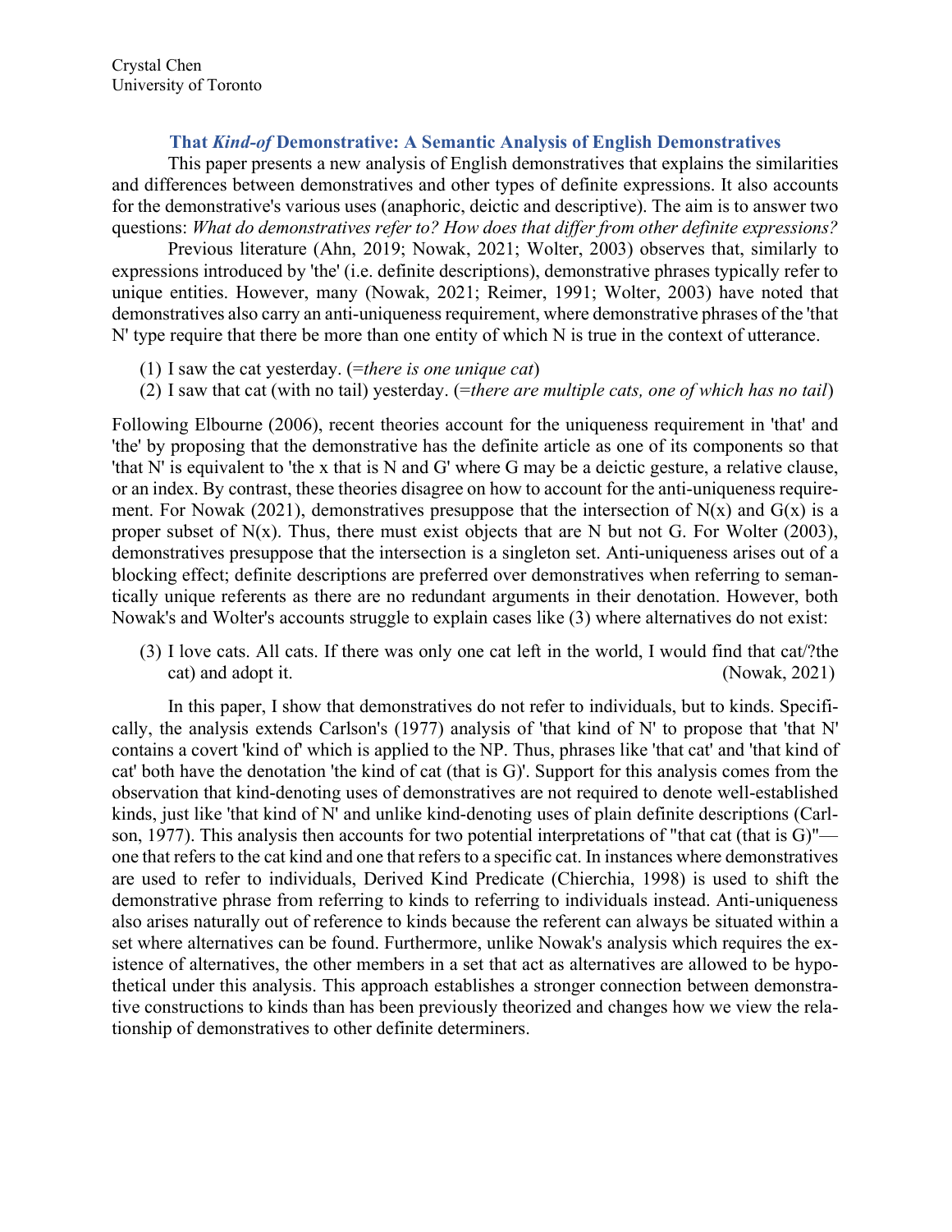Crystal Chen
University of Toronto

# That *Kind-of* Demonstrative: A Semantic Analysis of English Demonstratives

This paper presents a new analysis of English demonstratives that explains the similarities and differences between demonstratives and other types of definite expressions. It also accounts for the demonstrative's various uses (anaphoric, deictic and descriptive). The aim is to answer two questions: *What do demonstratives refer to? How does that differ from other definite expressions?*

Previous literature (Ahn, 2019; Nowak, 2021; Wolter, 2003) observes that, similarly to expressions introduced by 'the' (i.e. definite descriptions), demonstrative phrases typically refer to unique entities. However, many (Nowak, 2021; Reimer, 1991; Wolter, 2003) have noted that demonstratives also carry an anti-uniqueness requirement, where demonstrative phrases of the 'that N' type require that there be more than one entity of which N is true in the context of utterance.

(1) I saw the cat yesterday. (=*there is one unique cat*)

(2) I saw that cat (with no tail) yesterday. (=*there are multiple cats, one of which has no tail*)

Following Elbourne (2006), recent theories account for the uniqueness requirement in 'that' and 'the' by proposing that the demonstrative has the definite article as one of its components so that 'that N' is equivalent to 'the x that is N and G' where G may be a deictic gesture, a relative clause, or an index. By contrast, these theories disagree on how to account for the anti-uniqueness requirement. For Nowak (2021), demonstratives presuppose that the intersection of N(x) and G(x) is a proper subset of N(x). Thus, there must exist objects that are N but not G. For Wolter (2003), demonstratives presuppose that the intersection is a singleton set. Anti-uniqueness arises out of a blocking effect; definite descriptions are preferred over demonstratives when referring to semantically unique referents as there are no redundant arguments in their denotation. However, both Nowak's and Wolter's accounts struggle to explain cases like (3) where alternatives do not exist:

(3) I love cats. All cats. If there was only one cat left in the world, I would find that cat/?the cat) and adopt it. (Nowak, 2021)

In this paper, I show that demonstratives do not refer to individuals, but to kinds. Specifically, the analysis extends Carlson's (1977) analysis of 'that kind of N' to propose that 'that N' contains a covert 'kind of' which is applied to the NP. Thus, phrases like 'that cat' and 'that kind of cat' both have the denotation 'the kind of cat (that is G)'. Support for this analysis comes from the observation that kind-denoting uses of demonstratives are not required to denote well-established kinds, just like 'that kind of N' and unlike kind-denoting uses of plain definite descriptions (Carlson, 1977). This analysis then accounts for two potential interpretations of "that cat (that is G)"—one that refers to the cat kind and one that refers to a specific cat. In instances where demonstratives are used to refer to individuals, Derived Kind Predicate (Chierchia, 1998) is used to shift the demonstrative phrase from referring to kinds to referring to individuals instead. Anti-uniqueness also arises naturally out of reference to kinds because the referent can always be situated within a set where alternatives can be found. Furthermore, unlike Nowak's analysis which requires the existence of alternatives, the other members in a set that act as alternatives are allowed to be hypothetical under this analysis. This approach establishes a stronger connection between demonstrative constructions to kinds than has been previously theorized and changes how we view the relationship of demonstratives to other definite determiners.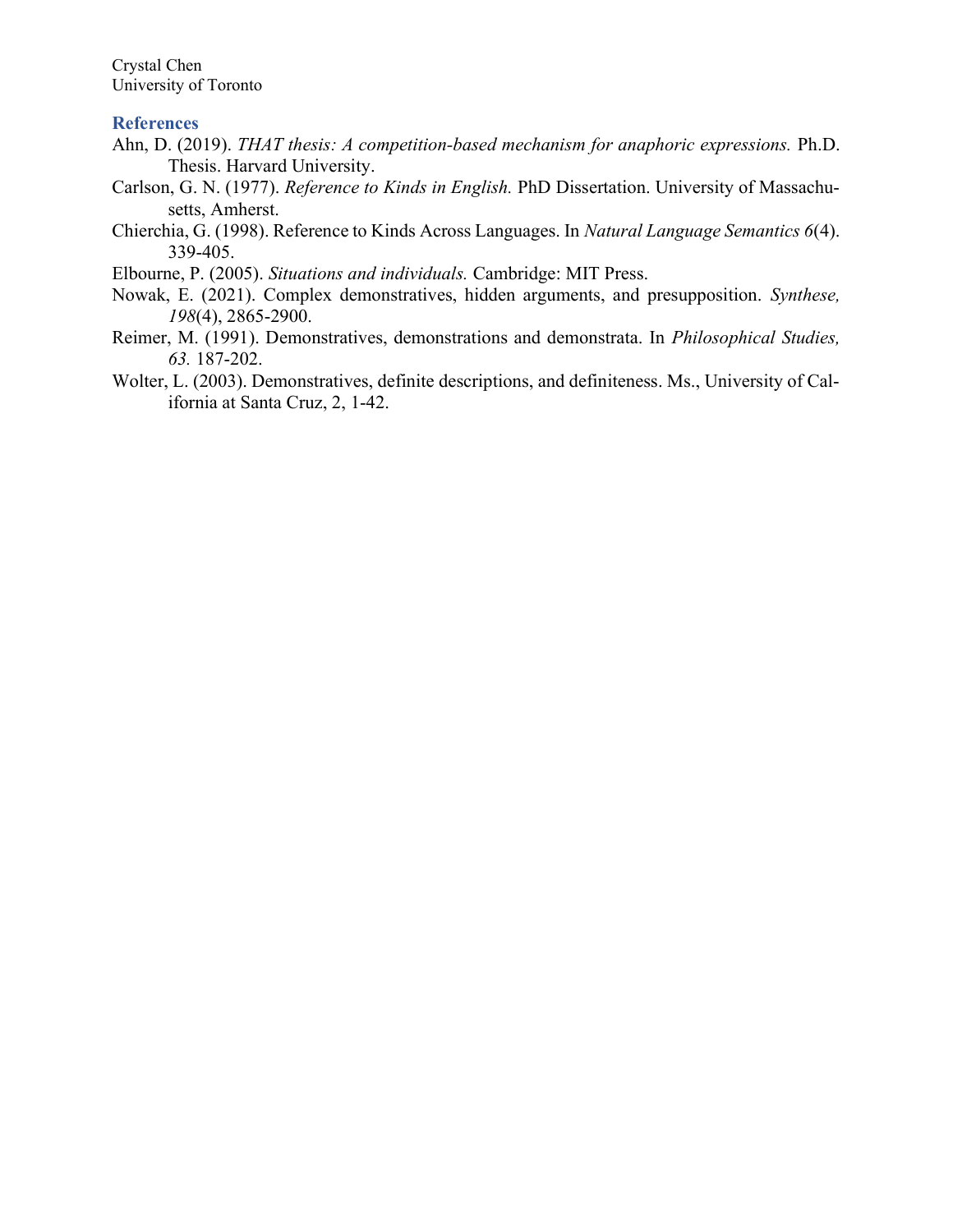Crystal Chen
University of Toronto

## References

Ahn, D. (2019). *THAT thesis: A competition-based mechanism for anaphoric expressions.* Ph.D. Thesis. Harvard University.

Carlson, G. N. (1977). *Reference to Kinds in English.* PhD Dissertation. University of Massachusetts, Amherst.

Chierchia, G. (1998). Reference to Kinds Across Languages. In *Natural Language Semantics 6*(4). 339-405.

Elbourne, P. (2005). *Situations and individuals.* Cambridge: MIT Press.

Nowak, E. (2021). Complex demonstratives, hidden arguments, and presupposition. *Synthese, 198*(4), 2865-2900.

Reimer, M. (1991). Demonstratives, demonstrations and demonstrata. In *Philosophical Studies, 63.* 187-202.

Wolter, L. (2003). Demonstratives, definite descriptions, and definiteness. Ms., University of California at Santa Cruz, 2, 1-42.